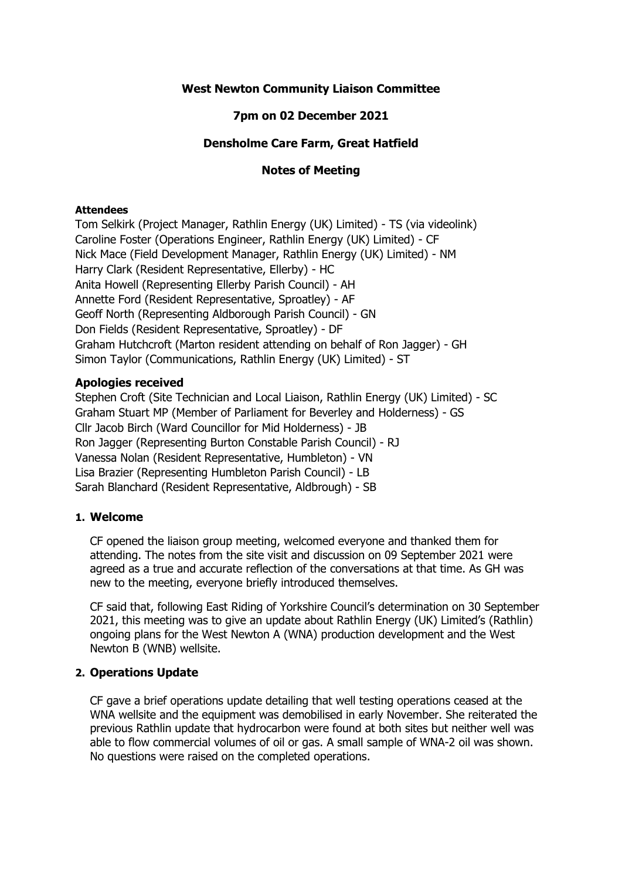# West Newton Community Liaison Committee

## 7pm on 02 December 2021

## Densholme Care Farm, Great Hatfield

## Notes of Meeting

#### Attendees

Tom Selkirk (Project Manager, Rathlin Energy (UK) Limited) - TS (via videolink)
Caroline Foster (Operations Engineer, Rathlin Energy (UK) Limited) - CF
Nick Mace (Field Development Manager, Rathlin Energy (UK) Limited) - NM
Harry Clark (Resident Representative, Ellerby) - HC
Anita Howell (Representing Ellerby Parish Council) - AH
Annette Ford (Resident Representative, Sproatley) - AF
Geoff North (Representing Aldborough Parish Council) - GN
Don Fields (Resident Representative, Sproatley) - DF
Graham Hutchcroft (Marton resident attending on behalf of Ron Jagger) - GH
Simon Taylor (Communications, Rathlin Energy (UK) Limited) - ST

### Apologies received

Stephen Croft (Site Technician and Local Liaison, Rathlin Energy (UK) Limited) - SC
Graham Stuart MP (Member of Parliament for Beverley and Holderness) - GS
Cllr Jacob Birch (Ward Councillor for Mid Holderness) - JB
Ron Jagger (Representing Burton Constable Parish Council) - RJ
Vanessa Nolan (Resident Representative, Humbleton) - VN
Lisa Brazier (Representing Humbleton Parish Council) - LB
Sarah Blanchard (Resident Representative, Aldbrough) - SB

### 1. Welcome

CF opened the liaison group meeting, welcomed everyone and thanked them for attending. The notes from the site visit and discussion on 09 September 2021 were agreed as a true and accurate reflection of the conversations at that time. As GH was new to the meeting, everyone briefly introduced themselves.

CF said that, following East Riding of Yorkshire Council's determination on 30 September 2021, this meeting was to give an update about Rathlin Energy (UK) Limited's (Rathlin) ongoing plans for the West Newton A (WNA) production development and the West Newton B (WNB) wellsite.

### 2. Operations Update

CF gave a brief operations update detailing that well testing operations ceased at the WNA wellsite and the equipment was demobilised in early November. She reiterated the previous Rathlin update that hydrocarbon were found at both sites but neither well was able to flow commercial volumes of oil or gas. A small sample of WNA-2 oil was shown. No questions were raised on the completed operations.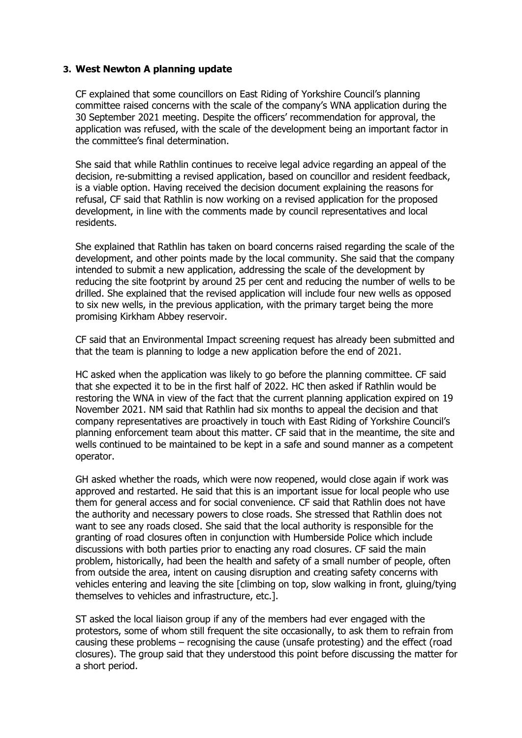### 3. West Newton A planning update

CF explained that some councillors on East Riding of Yorkshire Council's planning committee raised concerns with the scale of the company's WNA application during the 30 September 2021 meeting. Despite the officers' recommendation for approval, the application was refused, with the scale of the development being an important factor in the committee's final determination.

She said that while Rathlin continues to receive legal advice regarding an appeal of the decision, re-submitting a revised application, based on councillor and resident feedback, is a viable option. Having received the decision document explaining the reasons for refusal, CF said that Rathlin is now working on a revised application for the proposed development, in line with the comments made by council representatives and local residents.

She explained that Rathlin has taken on board concerns raised regarding the scale of the development, and other points made by the local community. She said that the company intended to submit a new application, addressing the scale of the development by reducing the site footprint by around 25 per cent and reducing the number of wells to be drilled. She explained that the revised application will include four new wells as opposed to six new wells, in the previous application, with the primary target being the more promising Kirkham Abbey reservoir.

CF said that an Environmental Impact screening request has already been submitted and that the team is planning to lodge a new application before the end of 2021.

HC asked when the application was likely to go before the planning committee. CF said that she expected it to be in the first half of 2022. HC then asked if Rathlin would be restoring the WNA in view of the fact that the current planning application expired on 19 November 2021. NM said that Rathlin had six months to appeal the decision and that company representatives are proactively in touch with East Riding of Yorkshire Council's planning enforcement team about this matter. CF said that in the meantime, the site and wells continued to be maintained to be kept in a safe and sound manner as a competent operator.

GH asked whether the roads, which were now reopened, would close again if work was approved and restarted. He said that this is an important issue for local people who use them for general access and for social convenience. CF said that Rathlin does not have the authority and necessary powers to close roads. She stressed that Rathlin does not want to see any roads closed. She said that the local authority is responsible for the granting of road closures often in conjunction with Humberside Police which include discussions with both parties prior to enacting any road closures. CF said the main problem, historically, had been the health and safety of a small number of people, often from outside the area, intent on causing disruption and creating safety concerns with vehicles entering and leaving the site [climbing on top, slow walking in front, gluing/tying themselves to vehicles and infrastructure, etc.].

ST asked the local liaison group if any of the members had ever engaged with the protestors, some of whom still frequent the site occasionally, to ask them to refrain from causing these problems – recognising the cause (unsafe protesting) and the effect (road closures). The group said that they understood this point before discussing the matter for a short period.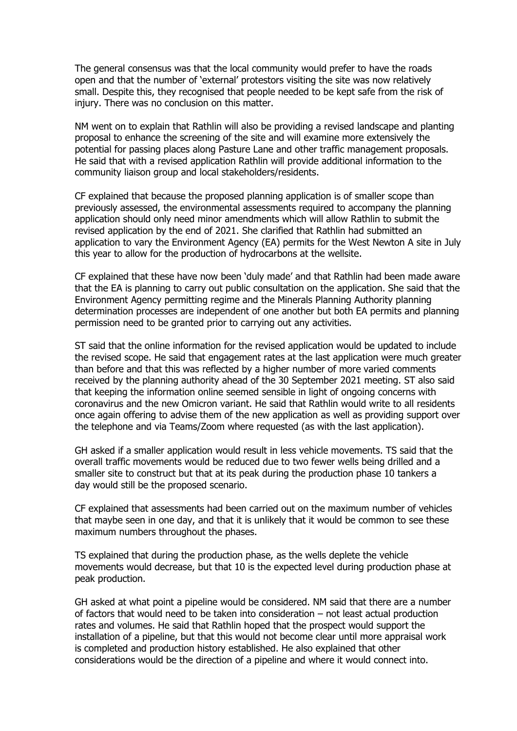The general consensus was that the local community would prefer to have the roads open and that the number of 'external' protestors visiting the site was now relatively small. Despite this, they recognised that people needed to be kept safe from the risk of injury. There was no conclusion on this matter.

NM went on to explain that Rathlin will also be providing a revised landscape and planting proposal to enhance the screening of the site and will examine more extensively the potential for passing places along Pasture Lane and other traffic management proposals. He said that with a revised application Rathlin will provide additional information to the community liaison group and local stakeholders/residents.

CF explained that because the proposed planning application is of smaller scope than previously assessed, the environmental assessments required to accompany the planning application should only need minor amendments which will allow Rathlin to submit the revised application by the end of 2021. She clarified that Rathlin had submitted an application to vary the Environment Agency (EA) permits for the West Newton A site in July this year to allow for the production of hydrocarbons at the wellsite.

CF explained that these have now been 'duly made' and that Rathlin had been made aware that the EA is planning to carry out public consultation on the application. She said that the Environment Agency permitting regime and the Minerals Planning Authority planning determination processes are independent of one another but both EA permits and planning permission need to be granted prior to carrying out any activities.

ST said that the online information for the revised application would be updated to include the revised scope. He said that engagement rates at the last application were much greater than before and that this was reflected by a higher number of more varied comments received by the planning authority ahead of the 30 September 2021 meeting. ST also said that keeping the information online seemed sensible in light of ongoing concerns with coronavirus and the new Omicron variant. He said that Rathlin would write to all residents once again offering to advise them of the new application as well as providing support over the telephone and via Teams/Zoom where requested (as with the last application).

GH asked if a smaller application would result in less vehicle movements. TS said that the overall traffic movements would be reduced due to two fewer wells being drilled and a smaller site to construct but that at its peak during the production phase 10 tankers a day would still be the proposed scenario.

CF explained that assessments had been carried out on the maximum number of vehicles that maybe seen in one day, and that it is unlikely that it would be common to see these maximum numbers throughout the phases.

TS explained that during the production phase, as the wells deplete the vehicle movements would decrease, but that 10 is the expected level during production phase at peak production.

GH asked at what point a pipeline would be considered. NM said that there are a number of factors that would need to be taken into consideration – not least actual production rates and volumes. He said that Rathlin hoped that the prospect would support the installation of a pipeline, but that this would not become clear until more appraisal work is completed and production history established. He also explained that other considerations would be the direction of a pipeline and where it would connect into.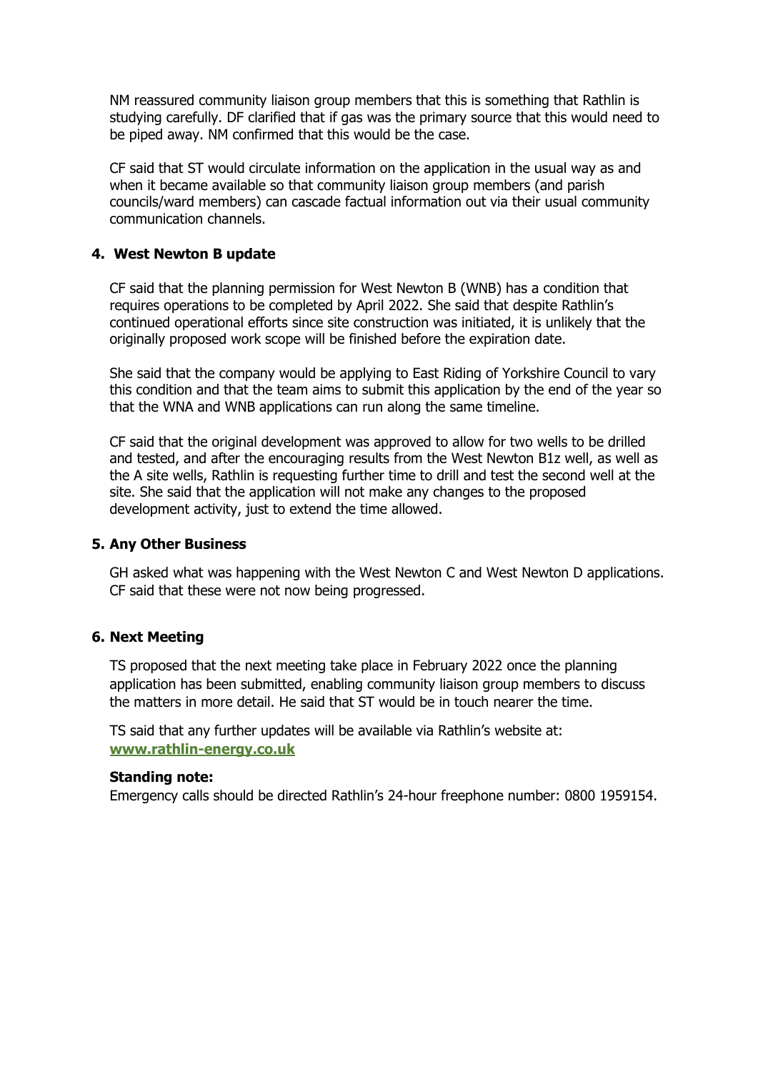NM reassured community liaison group members that this is something that Rathlin is studying carefully. DF clarified that if gas was the primary source that this would need to be piped away. NM confirmed that this would be the case.

CF said that ST would circulate information on the application in the usual way as and when it became available so that community liaison group members (and parish councils/ward members) can cascade factual information out via their usual community communication channels.

## 4. West Newton B update

CF said that the planning permission for West Newton B (WNB) has a condition that requires operations to be completed by April 2022. She said that despite Rathlin's continued operational efforts since site construction was initiated, it is unlikely that the originally proposed work scope will be finished before the expiration date.

She said that the company would be applying to East Riding of Yorkshire Council to vary this condition and that the team aims to submit this application by the end of the year so that the WNA and WNB applications can run along the same timeline.

CF said that the original development was approved to allow for two wells to be drilled and tested, and after the encouraging results from the West Newton B1z well, as well as the A site wells, Rathlin is requesting further time to drill and test the second well at the site. She said that the application will not make any changes to the proposed development activity, just to extend the time allowed.

## 5. Any Other Business

GH asked what was happening with the West Newton C and West Newton D applications. CF said that these were not now being progressed.

## 6. Next Meeting

TS proposed that the next meeting take place in February 2022 once the planning application has been submitted, enabling community liaison group members to discuss the matters in more detail. He said that ST would be in touch nearer the time.

TS said that any further updates will be available via Rathlin's website at: **www.rathlin-energy.co.uk**

**Standing note:**
Emergency calls should be directed Rathlin's 24-hour freephone number: 0800 1959154.